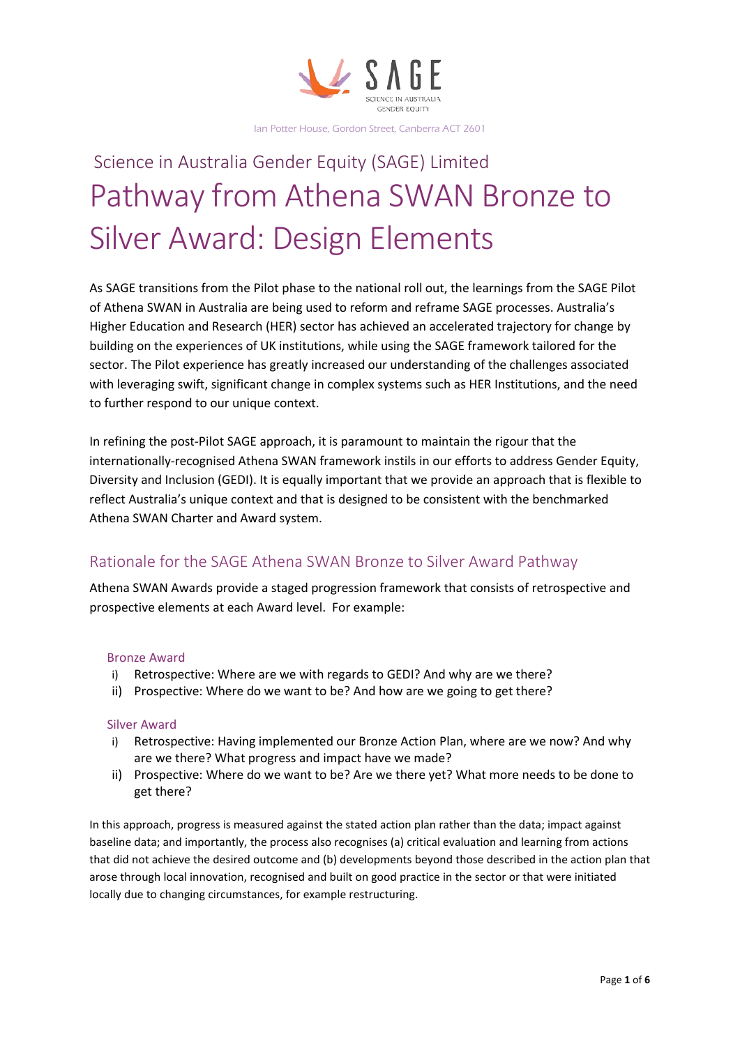SAGE

SCIENCE IN AUSTRALIA GENDER EQUITY

Ian Potter House, Gordon Street, Canberra ACT 2601

## Science in Australia Gender Equity (SAGE) Limited

# Pathway from Athena SWAN Bronze to Silver Award: Design Elements

As SAGE transitions from the Pilot phase to the national roll out, the learnings from the SAGE Pilot of Athena SWAN in Australia are being used to reform and reframe SAGE processes. Australia's Higher Education and Research (HER) sector has achieved an accelerated trajectory for change by building on the experiences of UK institutions, while using the SAGE framework tailored for the sector. The Pilot experience has greatly increased our understanding of the challenges associated with leveraging swift, significant change in complex systems such as HER Institutions, and the need to further respond to our unique context.

In refining the post-Pilot SAGE approach, it is paramount to maintain the rigour that the internationally-recognised Athena SWAN framework instils in our efforts to address Gender Equity, Diversity and Inclusion (GEDI). It is equally important that we provide an approach that is flexible to reflect Australia's unique context and that is designed to be consistent with the benchmarked Athena SWAN Charter and Award system.

## Rationale for the SAGE Athena SWAN Bronze to Silver Award Pathway

Athena SWAN Awards provide a staged progression framework that consists of retrospective and prospective elements at each Award level. For example:

### Bronze Award

i) Retrospective: Where are we with regards to GEDI? And why are we there?
ii) Prospective: Where do we want to be? And how are we going to get there?

### Silver Award

i) Retrospective: Having implemented our Bronze Action Plan, where are we now? And why are we there? What progress and impact have we made?
ii) Prospective: Where do we want to be? Are we there yet? What more needs to be done to get there?

In this approach, progress is measured against the stated action plan rather than the data; impact against baseline data; and importantly, the process also recognises (a) critical evaluation and learning from actions that did not achieve the desired outcome and (b) developments beyond those described in the action plan that arose through local innovation, recognised and built on good practice in the sector or that were initiated locally due to changing circumstances, for example restructuring.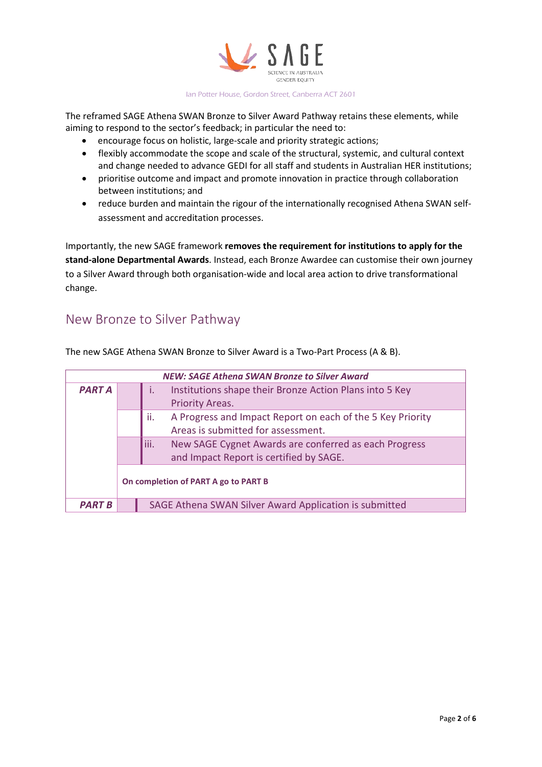The reframed SAGE Athena SWAN Bronze to Silver Award Pathway retains these elements, while aiming to respond to the sector's feedback; in particular the need to:

- encourage focus on holistic, large-scale and priority strategic actions;
- flexibly accommodate the scope and scale of the structural, systemic, and cultural context and change needed to advance GEDI for all staff and students in Australian HER institutions;
- prioritise outcome and impact and promote innovation in practice through collaboration between institutions; and
- reduce burden and maintain the rigour of the internationally recognised Athena SWAN self-assessment and accreditation processes.

Importantly, the new SAGE framework **removes the requirement for institutions to apply for the stand-alone Departmental Awards**. Instead, each Bronze Awardee can customise their own journey to a Silver Award through both organisation-wide and local area action to drive transformational change.

## New Bronze to Silver Pathway

The new SAGE Athena SWAN Bronze to Silver Award is a Two-Part Process (A & B).

| ***NEW: SAGE Athena SWAN Bronze to Silver Award*** | |
|---|---|
| ***PART A*** | i. Institutions shape their Bronze Action Plans into 5 Key Priority Areas. |
| | ii. A Progress and Impact Report on each of the 5 Key Priority Areas is submitted for assessment. |
| | iii. New SAGE Cygnet Awards are conferred as each Progress and Impact Report is certified by SAGE. |
| | **On completion of PART A go to PART B** |
| ***PART B*** | SAGE Athena SWAN Silver Award Application is submitted |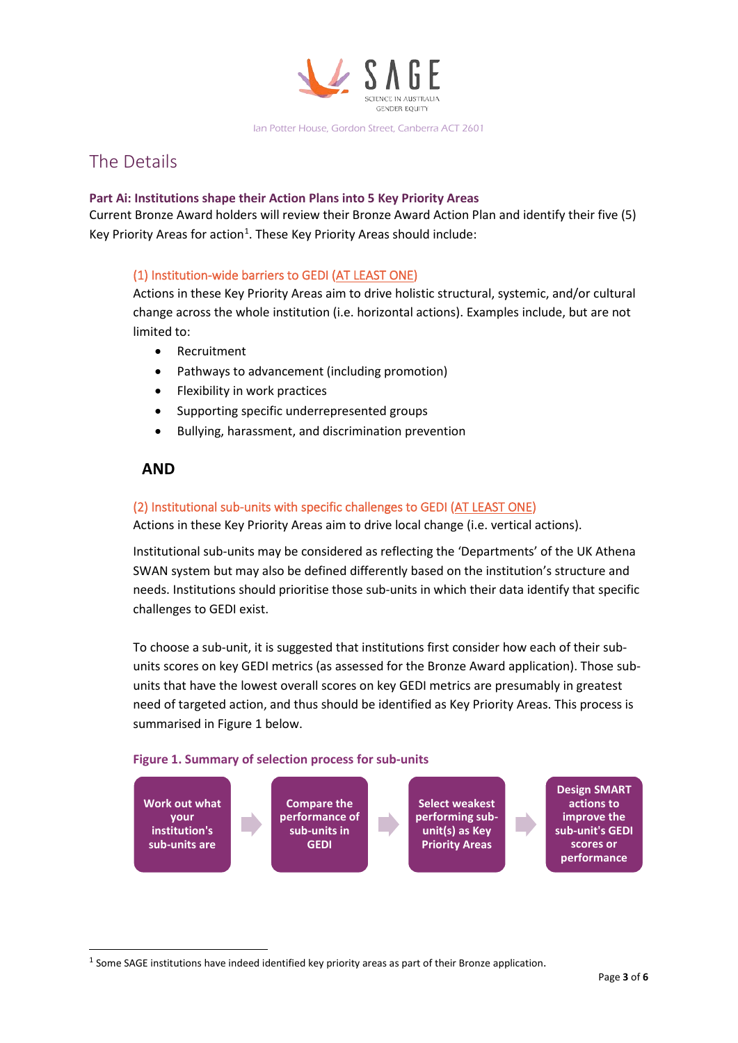# The Details

**Part Ai: Institutions shape their Action Plans into 5 Key Priority Areas**

Current Bronze Award holders will review their Bronze Award Action Plan and identify their five (5) Key Priority Areas for action[1]. These Key Priority Areas should include:

### (1) Institution-wide barriers to GEDI (AT LEAST ONE)

Actions in these Key Priority Areas aim to drive holistic structural, systemic, and/or cultural change across the whole institution (i.e. horizontal actions). Examples include, but are not limited to:

- Recruitment
- Pathways to advancement (including promotion)
- Flexibility in work practices
- Supporting specific underrepresented groups
- Bullying, harassment, and discrimination prevention

**AND**

### (2) Institutional sub-units with specific challenges to GEDI (AT LEAST ONE)

Actions in these Key Priority Areas aim to drive local change (i.e. vertical actions).

Institutional sub-units may be considered as reflecting the 'Departments' of the UK Athena SWAN system but may also be defined differently based on the institution's structure and needs. Institutions should prioritise those sub-units in which their data identify that specific challenges to GEDI exist.

To choose a sub-unit, it is suggested that institutions first consider how each of their sub-units scores on key GEDI metrics (as assessed for the Bronze Award application). Those sub-units that have the lowest overall scores on key GEDI metrics are presumably in greatest need of targeted action, and thus should be identified as Key Priority Areas. This process is summarised in Figure 1 below.

**Figure 1. Summary of selection process for sub-units**

Work out what your institution's sub-units are → Compare the performance of sub-units in GEDI → Select weakest performing sub-unit(s) as Key Priority Areas → Design SMART actions to improve the sub-unit's GEDI scores or performance

---

[1] Some SAGE institutions have indeed identified key priority areas as part of their Bronze application.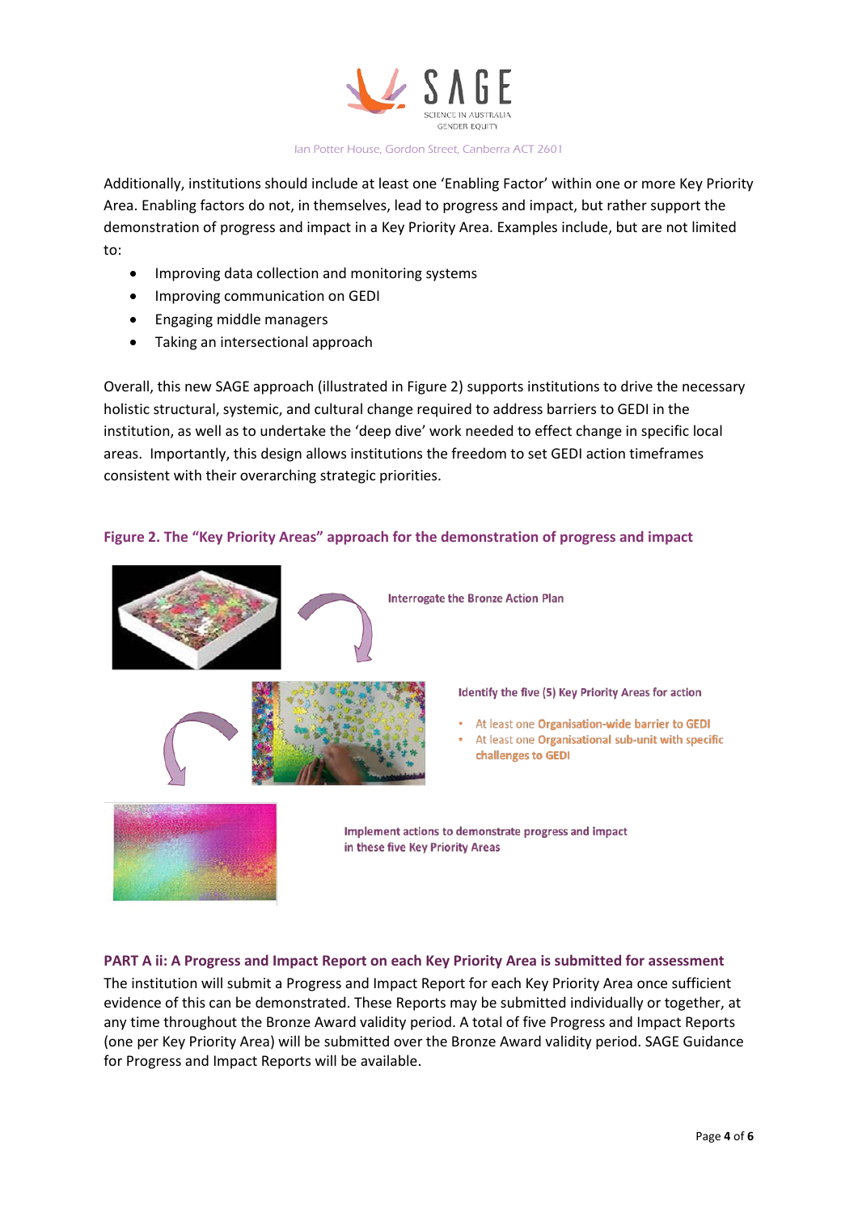Additionally, institutions should include at least one 'Enabling Factor' within one or more Key Priority Area. Enabling factors do not, in themselves, lead to progress and impact, but rather support the demonstration of progress and impact in a Key Priority Area. Examples include, but are not limited to:

- Improving data collection and monitoring systems
- Improving communication on GEDI
- Engaging middle managers
- Taking an intersectional approach

Overall, this new SAGE approach (illustrated in Figure 2) supports institutions to drive the necessary holistic structural, systemic, and cultural change required to address barriers to GEDI in the institution, as well as to undertake the 'deep dive' work needed to effect change in specific local areas. Importantly, this design allows institutions the freedom to set GEDI action timeframes consistent with their overarching strategic priorities.

**Figure 2. The "Key Priority Areas" approach for the demonstration of progress and impact**

Interrogate the Bronze Action Plan

Identify the five (5) Key Priority Areas for action

- At least one **Organisation-wide barrier to GEDI**
- At least one **Organisational sub-unit with specific challenges to GEDI**

Implement actions to demonstrate progress and impact in these five Key Priority Areas

### PART A ii: A Progress and Impact Report on each Key Priority Area is submitted for assessment

The institution will submit a Progress and Impact Report for each Key Priority Area once sufficient evidence of this can be demonstrated. These Reports may be submitted individually or together, at any time throughout the Bronze Award validity period. A total of five Progress and Impact Reports (one per Key Priority Area) will be submitted over the Bronze Award validity period. SAGE Guidance for Progress and Impact Reports will be available.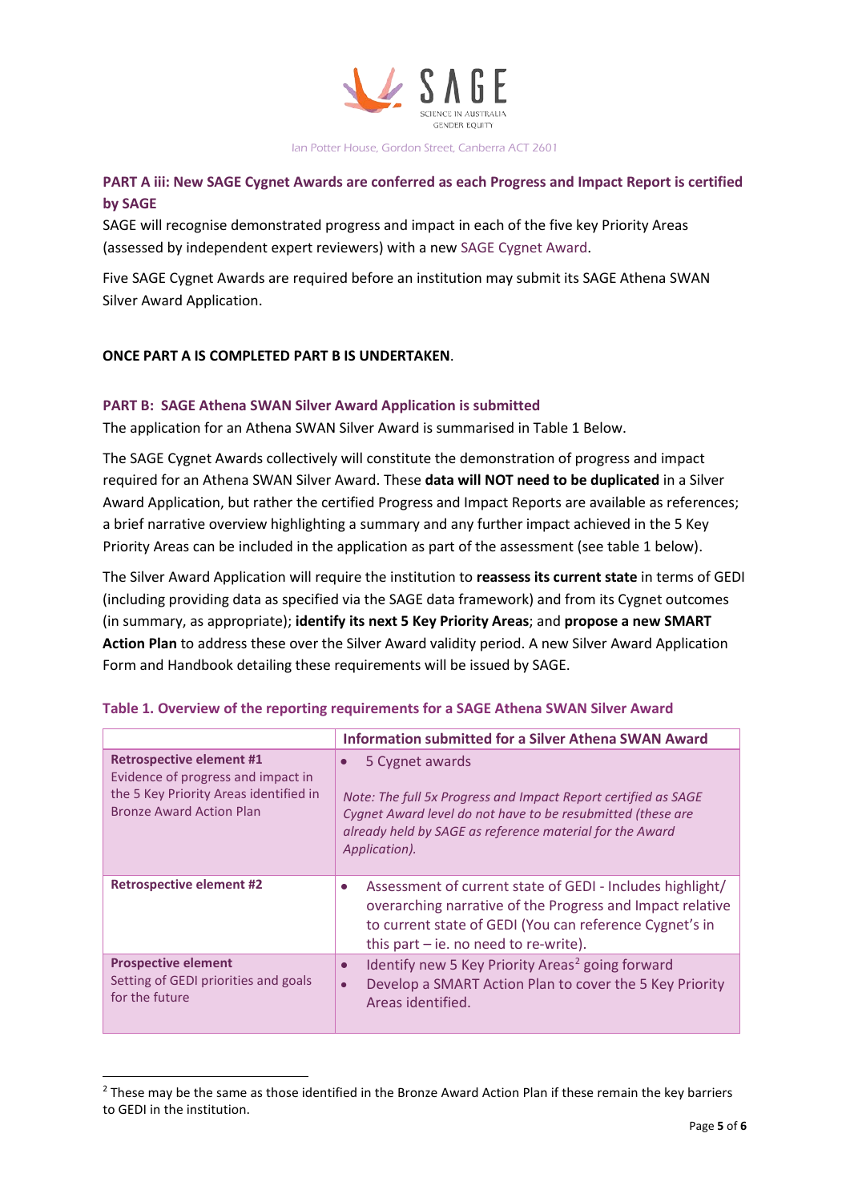## PART A iii: New SAGE Cygnet Awards are conferred as each Progress and Impact Report is certified by SAGE

SAGE will recognise demonstrated progress and impact in each of the five key Priority Areas (assessed by independent expert reviewers) with a new SAGE Cygnet Award.

Five SAGE Cygnet Awards are required before an institution may submit its SAGE Athena SWAN Silver Award Application.

**ONCE PART A IS COMPLETED PART B IS UNDERTAKEN**.

## PART B: SAGE Athena SWAN Silver Award Application is submitted

The application for an Athena SWAN Silver Award is summarised in Table 1 Below.

The SAGE Cygnet Awards collectively will constitute the demonstration of progress and impact required for an Athena SWAN Silver Award. These **data will NOT need to be duplicated** in a Silver Award Application, but rather the certified Progress and Impact Reports are available as references; a brief narrative overview highlighting a summary and any further impact achieved in the 5 Key Priority Areas can be included in the application as part of the assessment (see table 1 below).

The Silver Award Application will require the institution to **reassess its current state** in terms of GEDI (including providing data as specified via the SAGE data framework) and from its Cygnet outcomes (in summary, as appropriate); **identify its next 5 Key Priority Areas**; and **propose a new SMART Action Plan** to address these over the Silver Award validity period. A new Silver Award Application Form and Handbook detailing these requirements will be issued by SAGE.

**Table 1. Overview of the reporting requirements for a SAGE Athena SWAN Silver Award**

| | Information submitted for a Silver Athena SWAN Award |
|---|---|
| **Retrospective element #1** Evidence of progress and impact in the 5 Key Priority Areas identified in Bronze Award Action Plan | • 5 Cygnet awards<br><br>*Note: The full 5x Progress and Impact Report certified as SAGE Cygnet Award level do not have to be resubmitted (these are already held by SAGE as reference material for the Award Application).* |
| **Retrospective element #2** | • Assessment of current state of GEDI - Includes highlight/ overarching narrative of the Progress and Impact relative to current state of GEDI (You can reference Cygnet's in this part – ie. no need to re-write). |
| **Prospective element** Setting of GEDI priorities and goals for the future | • Identify new 5 Key Priority Areas[2] going forward<br>• Develop a SMART Action Plan to cover the 5 Key Priority Areas identified. |

[2] These may be the same as those identified in the Bronze Award Action Plan if these remain the key barriers to GEDI in the institution.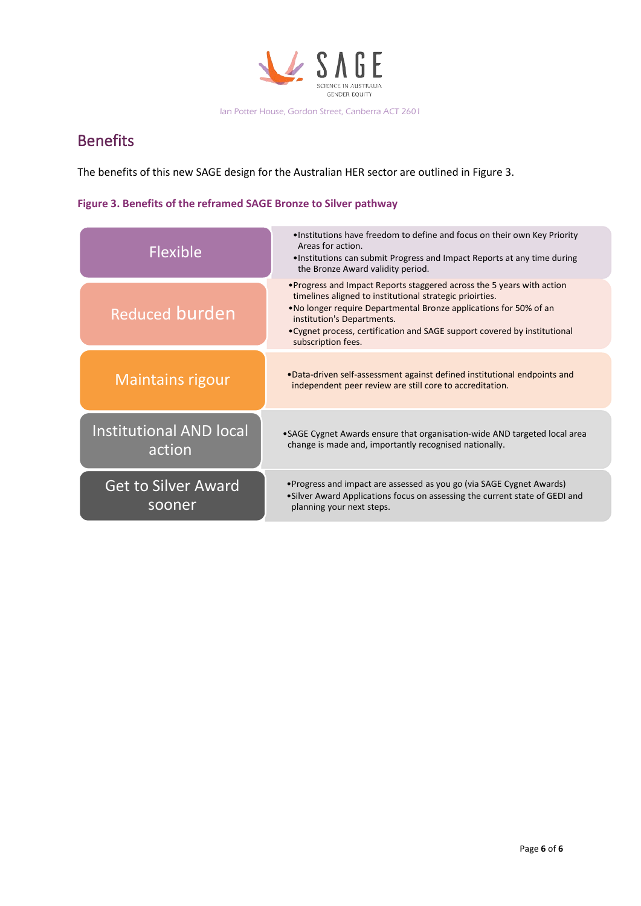## Benefits

The benefits of this new SAGE design for the Australian HER sector are outlined in Figure 3.

**Figure 3. Benefits of the reframed SAGE Bronze to Silver pathway**

| | |
|---|---|
| Flexible | • Institutions have freedom to define and focus on their own Key Priority Areas for action.<br>• Institutions can submit Progress and Impact Reports at any time during the Bronze Award validity period. |
| Reduced burden | • Progress and Impact Reports staggered across the 5 years with action timelines aligned to institutional strategic prioirties.<br>• No longer require Departmental Bronze applications for 50% of an institution's Departments.<br>• Cygnet process, certification and SAGE support covered by institutional subscription fees. |
| Maintains rigour | • Data-driven self-assessment against defined institutional endpoints and independent peer review are still core to accreditation. |
| Institutional AND local action | • SAGE Cygnet Awards ensure that organisation-wide AND targeted local area change is made and, importantly recognised nationally. |
| Get to Silver Award sooner | • Progress and impact are assessed as you go (via SAGE Cygnet Awards)<br>• Silver Award Applications focus on assessing the current state of GEDI and planning your next steps. |